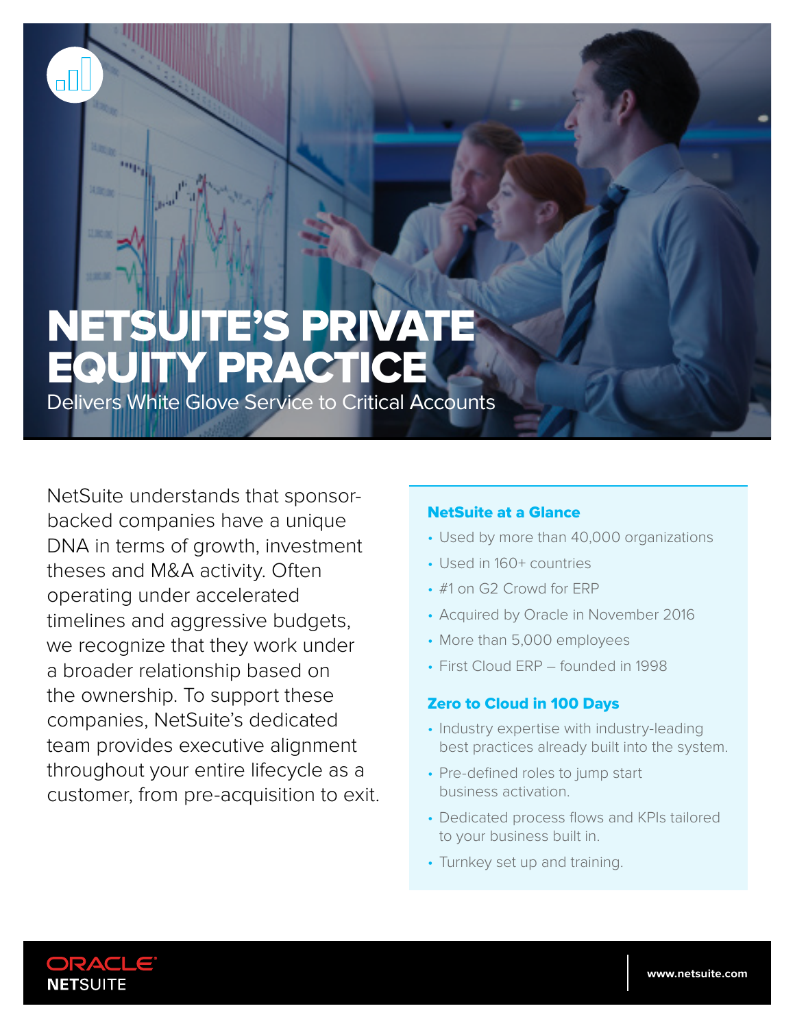# NETSUITE'S PRIVATE EQUITY PRACTICE

## Delivers White Glove Service to Critical Accounts

NetSuite understands that sponsor-backed companies have a unique DNA in terms of growth, investment theses and M&A activity. Often operating under accelerated timelines and aggressive budgets, we recognize that they work under a broader relationship based on the ownership. To support these companies, NetSuite's dedicated team provides executive alignment throughout your entire lifecycle as a customer, from pre-acquisition to exit.

### NetSuite at a Glance

- Used by more than 40,000 organizations
- Used in 160+ countries
- #1 on G2 Crowd for ERP
- Acquired by Oracle in November 2016
- More than 5,000 employees
- First Cloud ERP – founded in 1998

### Zero to Cloud in 100 Days

- Industry expertise with industry-leading best practices already built into the system.
- Pre-defined roles to jump start business activation.
- Dedicated process flows and KPIs tailored to your business built in.
- Turnkey set up and training.

ORACLE NETSUITE

www.netsuite.com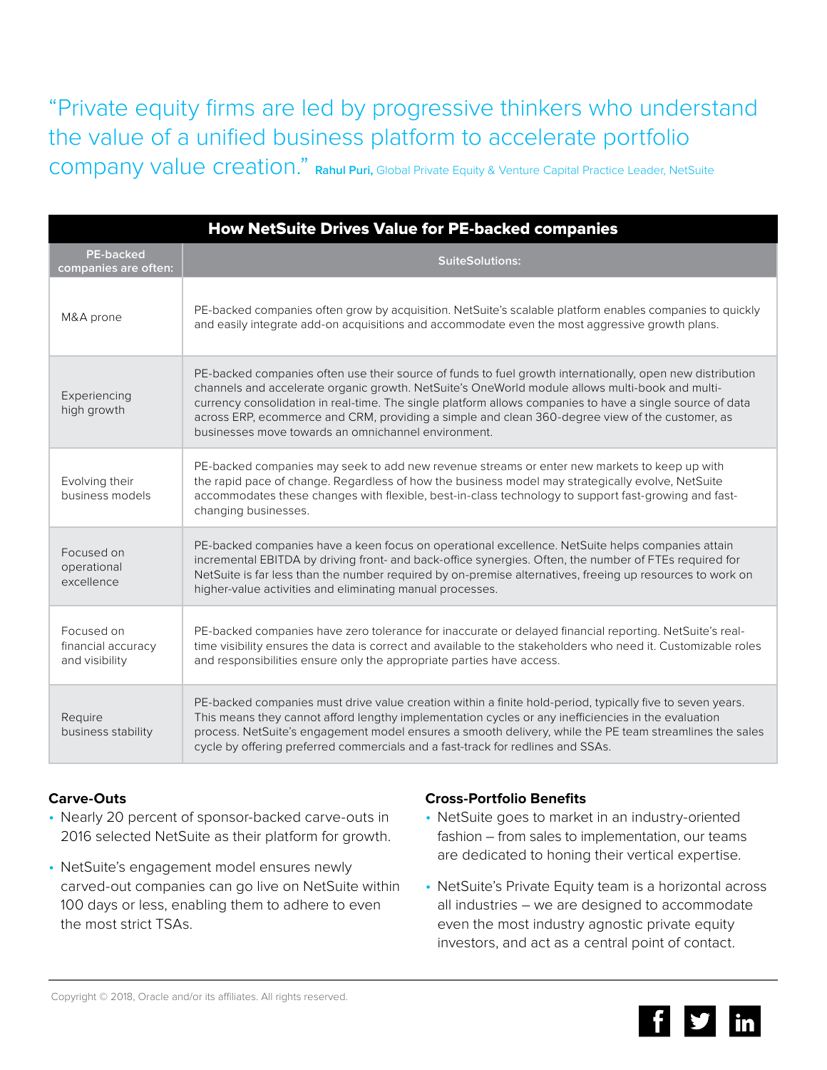"Private equity firms are led by progressive thinkers who understand the value of a unified business platform to accelerate portfolio company value creation." **Rahul Puri,** Global Private Equity & Venture Capital Practice Leader, NetSuite

| How NetSuite Drives Value for PE-backed companies | |
|---|---|
| **PE-backed companies are often:** | **SuiteSolutions:** |
| M&A prone | PE-backed companies often grow by acquisition. NetSuite's scalable platform enables companies to quickly and easily integrate add-on acquisitions and accommodate even the most aggressive growth plans. |
| Experiencing high growth | PE-backed companies often use their source of funds to fuel growth internationally, open new distribution channels and accelerate organic growth. NetSuite's OneWorld module allows multi-book and multi-currency consolidation in real-time. The single platform allows companies to have a single source of data across ERP, ecommerce and CRM, providing a simple and clean 360-degree view of the customer, as businesses move towards an omnichannel environment. |
| Evolving their business models | PE-backed companies may seek to add new revenue streams or enter new markets to keep up with the rapid pace of change. Regardless of how the business model may strategically evolve, NetSuite accommodates these changes with flexible, best-in-class technology to support fast-growing and fast-changing businesses. |
| Focused on operational excellence | PE-backed companies have a keen focus on operational excellence. NetSuite helps companies attain incremental EBITDA by driving front- and back-office synergies. Often, the number of FTEs required for NetSuite is far less than the number required by on-premise alternatives, freeing up resources to work on higher-value activities and eliminating manual processes. |
| Focused on financial accuracy and visibility | PE-backed companies have zero tolerance for inaccurate or delayed financial reporting. NetSuite's real-time visibility ensures the data is correct and available to the stakeholders who need it. Customizable roles and responsibilities ensure only the appropriate parties have access. |
| Require business stability | PE-backed companies must drive value creation within a finite hold-period, typically five to seven years. This means they cannot afford lengthy implementation cycles or any inefficiencies in the evaluation process. NetSuite's engagement model ensures a smooth delivery, while the PE team streamlines the sales cycle by offering preferred commercials and a fast-track for redlines and SSAs. |

### Carve-Outs

- Nearly 20 percent of sponsor-backed carve-outs in 2016 selected NetSuite as their platform for growth.
- NetSuite's engagement model ensures newly carved-out companies can go live on NetSuite within 100 days or less, enabling them to adhere to even the most strict TSAs.

### Cross-Portfolio Benefits

- NetSuite goes to market in an industry-oriented fashion – from sales to implementation, our teams are dedicated to honing their vertical expertise.
- NetSuite's Private Equity team is a horizontal across all industries – we are designed to accommodate even the most industry agnostic private equity investors, and act as a central point of contact.

Copyright © 2018, Oracle and/or its affiliates. All rights reserved.